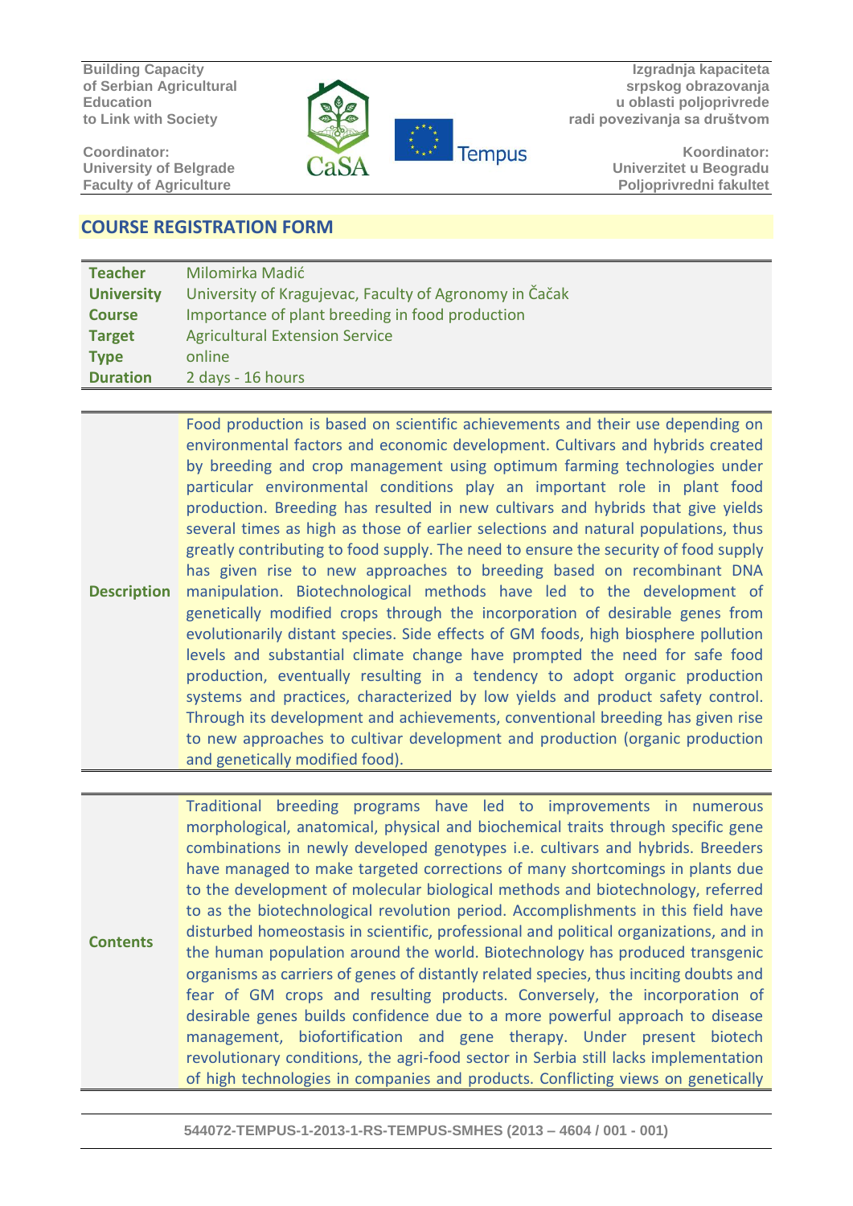## COURSE REGISTRATION FORM

| | |
|---|---|
| **Teacher** | Milomirka Madić |
| **University** | University of Kragujevac, Faculty of Agronomy in Čačak |
| **Course** | Importance of plant breeding in food production |
| **Target** | Agricultural Extension Service |
| **Type** | online |
| **Duration** | 2 days - 16 hours |

| | |
|---|---|
| **Description** | Food production is based on scientific achievements and their use depending on environmental factors and economic development. Cultivars and hybrids created by breeding and crop management using optimum farming technologies under particular environmental conditions play an important role in plant food production. Breeding has resulted in new cultivars and hybrids that give yields several times as high as those of earlier selections and natural populations, thus greatly contributing to food supply. The need to ensure the security of food supply has given rise to new approaches to breeding based on recombinant DNA manipulation. Biotechnological methods have led to the development of genetically modified crops through the incorporation of desirable genes from evolutionarily distant species. Side effects of GM foods, high biosphere pollution levels and substantial climate change have prompted the need for safe food production, eventually resulting in a tendency to adopt organic production systems and practices, characterized by low yields and product safety control. Through its development and achievements, conventional breeding has given rise to new approaches to cultivar development and production (organic production and genetically modified food). |

| | |
|---|---|
| **Contents** | Traditional breeding programs have led to improvements in numerous morphological, anatomical, physical and biochemical traits through specific gene combinations in newly developed genotypes i.e. cultivars and hybrids. Breeders have managed to make targeted corrections of many shortcomings in plants due to the development of molecular biological methods and biotechnology, referred to as the biotechnological revolution period. Accomplishments in this field have disturbed homeostasis in scientific, professional and political organizations, and in the human population around the world. Biotechnology has produced transgenic organisms as carriers of genes of distantly related species, thus inciting doubts and fear of GM crops and resulting products. Conversely, the incorporation of desirable genes builds confidence due to a more powerful approach to disease management, biofortification and gene therapy. Under present biotech revolutionary conditions, the agri-food sector in Serbia still lacks implementation of high technologies in companies and products. Conflicting views on genetically |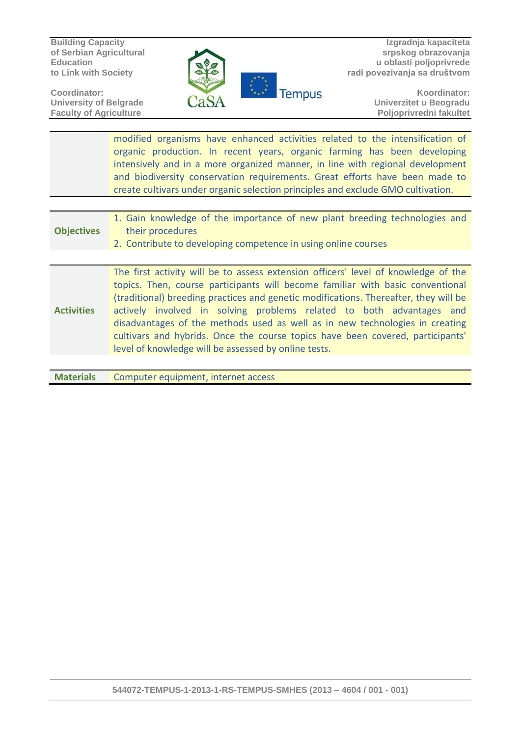| | |
|---|---|
| | modified organisms have enhanced activities related to the intensification of organic production. In recent years, organic farming has been developing intensively and in a more organized manner, in line with regional development and biodiversity conservation requirements. Great efforts have been made to create cultivars under organic selection principles and exclude GMO cultivation. |
| **Objectives** | 1. Gain knowledge of the importance of new plant breeding technologies and their procedures<br>2. Contribute to developing competence in using online courses |
| **Activities** | The first activity will be to assess extension officers' level of knowledge of the topics. Then, course participants will become familiar with basic conventional (traditional) breeding practices and genetic modifications. Thereafter, they will be actively involved in solving problems related to both advantages and disadvantages of the methods used as well as in new technologies in creating cultivars and hybrids. Once the course topics have been covered, participants' level of knowledge will be assessed by online tests. |
| **Materials** | Computer equipment, internet access |